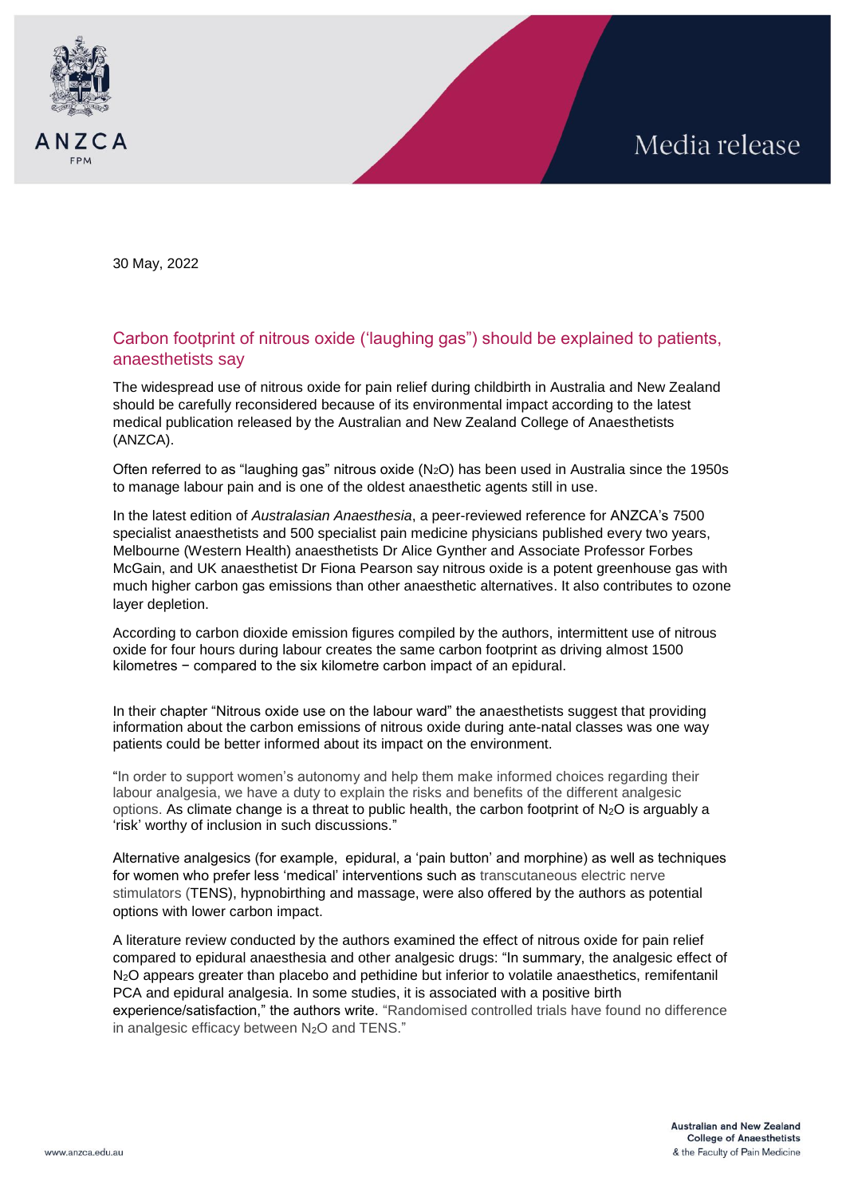Media release

30 May, 2022

## Carbon footprint of nitrous oxide ('laughing gas") should be explained to patients, anaesthetists say

The widespread use of nitrous oxide for pain relief during childbirth in Australia and New Zealand should be carefully reconsidered because of its environmental impact according to the latest medical publication released by the Australian and New Zealand College of Anaesthetists (ANZCA).

Often referred to as "laughing gas" nitrous oxide ($N_2O$) has been used in Australia since the 1950s to manage labour pain and is one of the oldest anaesthetic agents still in use.

In the latest edition of *Australasian Anaesthesia*, a peer-reviewed reference for ANZCA's 7500 specialist anaesthetists and 500 specialist pain medicine physicians published every two years, Melbourne (Western Health) anaesthetists Dr Alice Gynther and Associate Professor Forbes McGain, and UK anaesthetist Dr Fiona Pearson say nitrous oxide is a potent greenhouse gas with much higher carbon gas emissions than other anaesthetic alternatives. It also contributes to ozone layer depletion.

According to carbon dioxide emission figures compiled by the authors, intermittent use of nitrous oxide for four hours during labour creates the same carbon footprint as driving almost 1500 kilometres − compared to the six kilometre carbon impact of an epidural.

In their chapter "Nitrous oxide use on the labour ward" the anaesthetists suggest that providing information about the carbon emissions of nitrous oxide during ante-natal classes was one way patients could be better informed about its impact on the environment.

"In order to support women's autonomy and help them make informed choices regarding their labour analgesia, we have a duty to explain the risks and benefits of the different analgesic options. As climate change is a threat to public health, the carbon footprint of $N_2O$ is arguably a 'risk' worthy of inclusion in such discussions."

Alternative analgesics (for example, epidural, a 'pain button' and morphine) as well as techniques for women who prefer less 'medical' interventions such as transcutaneous electric nerve stimulators (TENS), hypnobirthing and massage, were also offered by the authors as potential options with lower carbon impact.

A literature review conducted by the authors examined the effect of nitrous oxide for pain relief compared to epidural anaesthesia and other analgesic drugs: "In summary, the analgesic effect of $N_2O$ appears greater than placebo and pethidine but inferior to volatile anaesthetics, remifentanil PCA and epidural analgesia. In some studies, it is associated with a positive birth experience/satisfaction," the authors write. "Randomised controlled trials have found no difference in analgesic efficacy between $N_2O$ and TENS."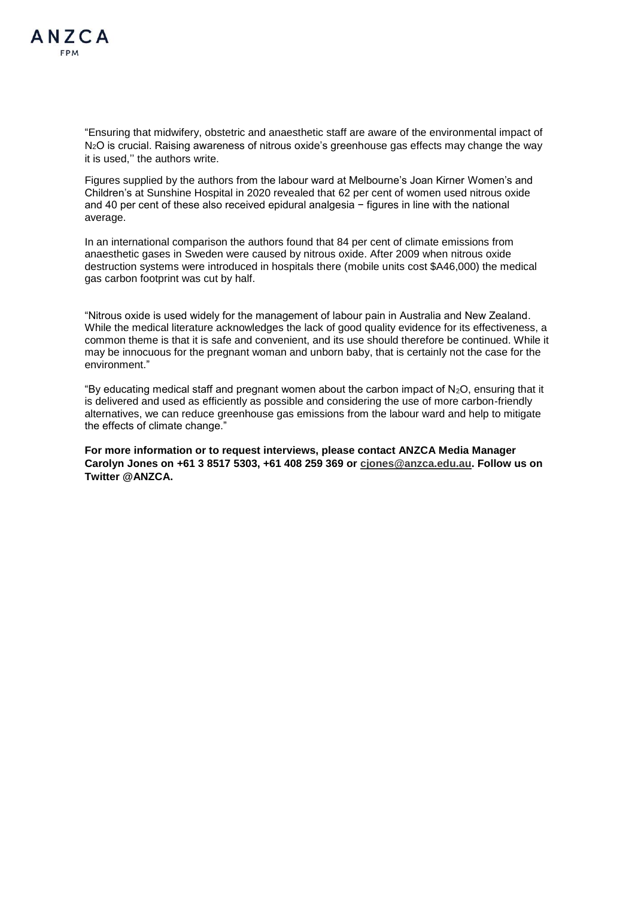"Ensuring that midwifery, obstetric and anaesthetic staff are aware of the environmental impact of $N_2O$ is crucial. Raising awareness of nitrous oxide's greenhouse gas effects may change the way it is used,'' the authors write.

Figures supplied by the authors from the labour ward at Melbourne's Joan Kirner Women's and Children's at Sunshine Hospital in 2020 revealed that 62 per cent of women used nitrous oxide and 40 per cent of these also received epidural analgesia − figures in line with the national average.

In an international comparison the authors found that 84 per cent of climate emissions from anaesthetic gases in Sweden were caused by nitrous oxide. After 2009 when nitrous oxide destruction systems were introduced in hospitals there (mobile units cost $A46,000) the medical gas carbon footprint was cut by half.

"Nitrous oxide is used widely for the management of labour pain in Australia and New Zealand. While the medical literature acknowledges the lack of good quality evidence for its effectiveness, a common theme is that it is safe and convenient, and its use should therefore be continued. While it may be innocuous for the pregnant woman and unborn baby, that is certainly not the case for the environment."

"By educating medical staff and pregnant women about the carbon impact of $N_2O$, ensuring that it is delivered and used as efficiently as possible and considering the use of more carbon-friendly alternatives, we can reduce greenhouse gas emissions from the labour ward and help to mitigate the effects of climate change."

**For more information or to request interviews, please contact ANZCA Media Manager Carolyn Jones on +61 3 8517 5303, +61 408 259 369 or cjones@anzca.edu.au. Follow us on Twitter @ANZCA.**